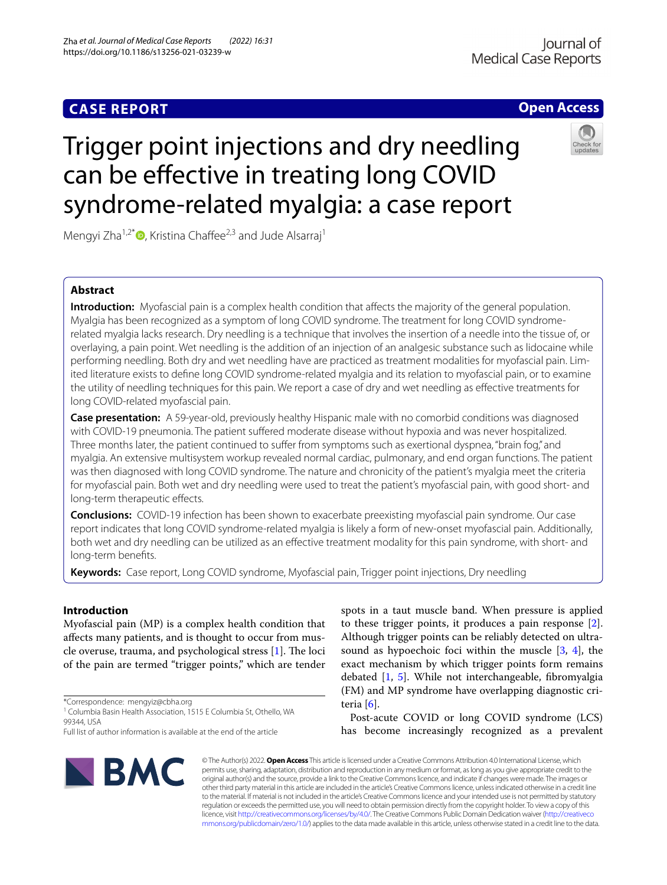CASE REPORT

Open Access

# Trigger point injections and dry needling can be effective in treating long COVID syndrome-related myalgia: a case report

Mengyi Zha[1,2*], Kristina Chaffee[2,3] and Jude Alsarraj[1]

## Abstract

**Introduction:** Myofascial pain is a complex health condition that affects the majority of the general population. Myalgia has been recognized as a symptom of long COVID syndrome. The treatment for long COVID syndrome-related myalgia lacks research. Dry needling is a technique that involves the insertion of a needle into the tissue of, or overlaying, a pain point. Wet needling is the addition of an injection of an analgesic substance such as lidocaine while performing needling. Both dry and wet needling have are practiced as treatment modalities for myofascial pain. Limited literature exists to define long COVID syndrome-related myalgia and its relation to myofascial pain, or to examine the utility of needling techniques for this pain. We report a case of dry and wet needling as effective treatments for long COVID-related myofascial pain.

**Case presentation:** A 59-year-old, previously healthy Hispanic male with no comorbid conditions was diagnosed with COVID-19 pneumonia. The patient suffered moderate disease without hypoxia and was never hospitalized. Three months later, the patient continued to suffer from symptoms such as exertional dyspnea, "brain fog," and myalgia. An extensive multisystem workup revealed normal cardiac, pulmonary, and end organ functions. The patient was then diagnosed with long COVID syndrome. The nature and chronicity of the patient's myalgia meet the criteria for myofascial pain. Both wet and dry needling were used to treat the patient's myofascial pain, with good short- and long-term therapeutic effects.

**Conclusions:** COVID-19 infection has been shown to exacerbate preexisting myofascial pain syndrome. Our case report indicates that long COVID syndrome-related myalgia is likely a form of new-onset myofascial pain. Additionally, both wet and dry needling can be utilized as an effective treatment modality for this pain syndrome, with short- and long-term benefits.

**Keywords:** Case report, Long COVID syndrome, Myofascial pain, Trigger point injections, Dry needling

## Introduction

Myofascial pain (MP) is a complex health condition that affects many patients, and is thought to occur from muscle overuse, trauma, and psychological stress [1]. The loci of the pain are termed "trigger points," which are tender spots in a taut muscle band. When pressure is applied to these trigger points, it produces a pain response [2]. Although trigger points can be reliably detected on ultrasound as hypoechoic foci within the muscle [3, 4], the exact mechanism by which trigger points form remains debated [1, 5]. While not interchangeable, fibromyalgia (FM) and MP syndrome have overlapping diagnostic criteria [6].

Post-acute COVID or long COVID syndrome (LCS) has become increasingly recognized as a prevalent

*Correspondence: mengyiz@cbha.org
[1] Columbia Basin Health Association, 1515 E Columbia St, Othello, WA 99344, USA
Full list of author information is available at the end of the article

© The Author(s) 2022. **Open Access** This article is licensed under a Creative Commons Attribution 4.0 International License, which permits use, sharing, adaptation, distribution and reproduction in any medium or format, as long as you give appropriate credit to the original author(s) and the source, provide a link to the Creative Commons licence, and indicate if changes were made. The images or other third party material in this article are included in the article's Creative Commons licence, unless indicated otherwise in a credit line to the material. If material is not included in the article's Creative Commons licence and your intended use is not permitted by statutory regulation or exceeds the permitted use, you will need to obtain permission directly from the copyright holder. To view a copy of this licence, visit http://creativecommons.org/licenses/by/4.0/. The Creative Commons Public Domain Dedication waiver (http://creativecommons.org/publicdomain/zero/1.0/) applies to the data made available in this article, unless otherwise stated in a credit line to the data.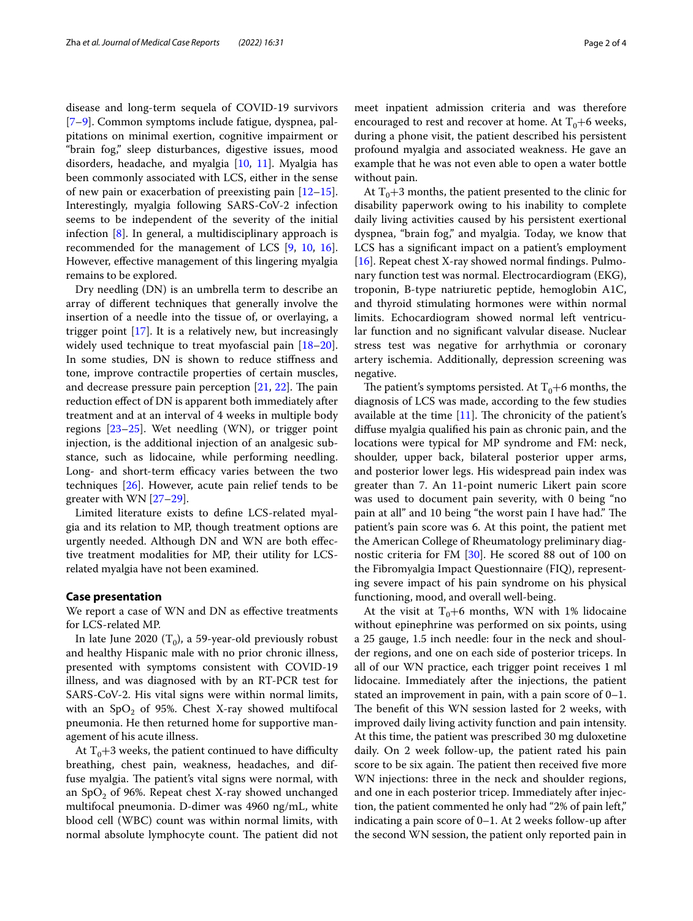disease and long-term sequela of COVID-19 survivors [7–9]. Common symptoms include fatigue, dyspnea, palpitations on minimal exertion, cognitive impairment or "brain fog," sleep disturbances, digestive issues, mood disorders, headache, and myalgia [10, 11]. Myalgia has been commonly associated with LCS, either in the sense of new pain or exacerbation of preexisting pain [12–15]. Interestingly, myalgia following SARS-CoV-2 infection seems to be independent of the severity of the initial infection [8]. In general, a multidisciplinary approach is recommended for the management of LCS [9, 10, 16]. However, effective management of this lingering myalgia remains to be explored.

Dry needling (DN) is an umbrella term to describe an array of different techniques that generally involve the insertion of a needle into the tissue of, or overlaying, a trigger point [17]. It is a relatively new, but increasingly widely used technique to treat myofascial pain [18–20]. In some studies, DN is shown to reduce stiffness and tone, improve contractile properties of certain muscles, and decrease pressure pain perception [21, 22]. The pain reduction effect of DN is apparent both immediately after treatment and at an interval of 4 weeks in multiple body regions [23–25]. Wet needling (WN), or trigger point injection, is the additional injection of an analgesic substance, such as lidocaine, while performing needling. Long- and short-term efficacy varies between the two techniques [26]. However, acute pain relief tends to be greater with WN [27–29].

Limited literature exists to define LCS-related myalgia and its relation to MP, though treatment options are urgently needed. Although DN and WN are both effective treatment modalities for MP, their utility for LCS-related myalgia have not been examined.

## Case presentation

We report a case of WN and DN as effective treatments for LCS-related MP.

In late June 2020 ($T_0$), a 59-year-old previously robust and healthy Hispanic male with no prior chronic illness, presented with symptoms consistent with COVID-19 illness, and was diagnosed with by an RT-PCR test for SARS-CoV-2. His vital signs were within normal limits, with an $SpO_2$ of 95%. Chest X-ray showed multifocal pneumonia. He then returned home for supportive management of his acute illness.

At $T_0$+3 weeks, the patient continued to have difficulty breathing, chest pain, weakness, headaches, and diffuse myalgia. The patient's vital signs were normal, with an $SpO_2$ of 96%. Repeat chest X-ray showed unchanged multifocal pneumonia. D-dimer was 4960 ng/mL, white blood cell (WBC) count was within normal limits, with normal absolute lymphocyte count. The patient did not meet inpatient admission criteria and was therefore encouraged to rest and recover at home. At $T_0$+6 weeks, during a phone visit, the patient described his persistent profound myalgia and associated weakness. He gave an example that he was not even able to open a water bottle without pain.

At $T_0$+3 months, the patient presented to the clinic for disability paperwork owing to his inability to complete daily living activities caused by his persistent exertional dyspnea, "brain fog," and myalgia. Today, we know that LCS has a significant impact on a patient's employment [16]. Repeat chest X-ray showed normal findings. Pulmonary function test was normal. Electrocardiogram (EKG), troponin, B-type natriuretic peptide, hemoglobin A1C, and thyroid stimulating hormones were within normal limits. Echocardiogram showed normal left ventricular function and no significant valvular disease. Nuclear stress test was negative for arrhythmia or coronary artery ischemia. Additionally, depression screening was negative.

The patient's symptoms persisted. At $T_0$+6 months, the diagnosis of LCS was made, according to the few studies available at the time [11]. The chronicity of the patient's diffuse myalgia qualified his pain as chronic pain, and the locations were typical for MP syndrome and FM: neck, shoulder, upper back, bilateral posterior upper arms, and posterior lower legs. His widespread pain index was greater than 7. An 11-point numeric Likert pain score was used to document pain severity, with 0 being "no pain at all" and 10 being "the worst pain I have had." The patient's pain score was 6. At this point, the patient met the American College of Rheumatology preliminary diagnostic criteria for FM [30]. He scored 88 out of 100 on the Fibromyalgia Impact Questionnaire (FIQ), representing severe impact of his pain syndrome on his physical functioning, mood, and overall well-being.

At the visit at $T_0$+6 months, WN with 1% lidocaine without epinephrine was performed on six points, using a 25 gauge, 1.5 inch needle: four in the neck and shoulder regions, and one on each side of posterior triceps. In all of our WN practice, each trigger point receives 1 ml lidocaine. Immediately after the injections, the patient stated an improvement in pain, with a pain score of 0–1. The benefit of this WN session lasted for 2 weeks, with improved daily living activity function and pain intensity. At this time, the patient was prescribed 30 mg duloxetine daily. On 2 week follow-up, the patient rated his pain score to be six again. The patient then received five more WN injections: three in the neck and shoulder regions, and one in each posterior tricep. Immediately after injection, the patient commented he only had "2% of pain left," indicating a pain score of 0–1. At 2 weeks follow-up after the second WN session, the patient only reported pain in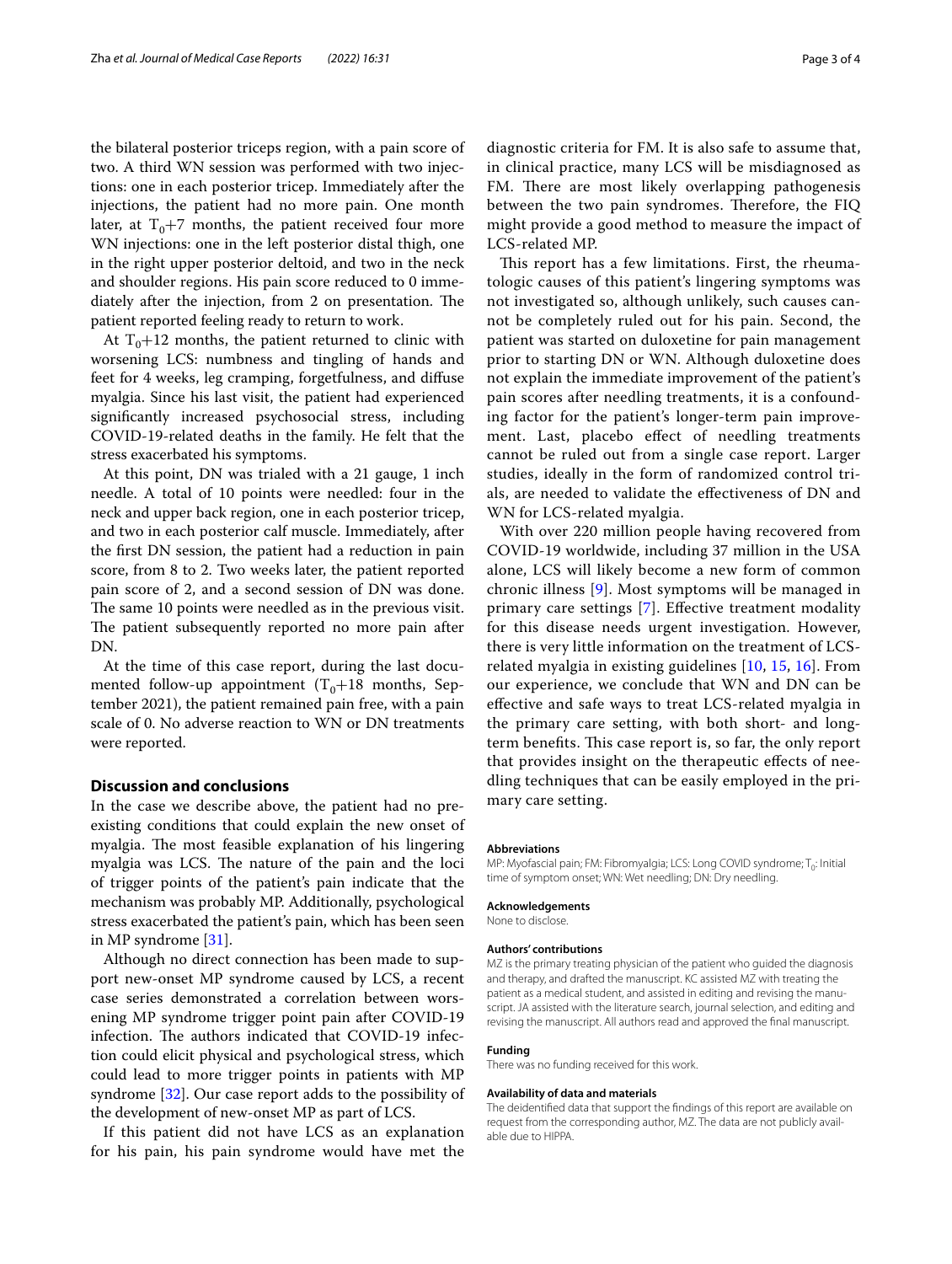the bilateral posterior triceps region, with a pain score of two. A third WN session was performed with two injections: one in each posterior tricep. Immediately after the injections, the patient had no more pain. One month later, at $T_0$+7 months, the patient received four more WN injections: one in the left posterior distal thigh, one in the right upper posterior deltoid, and two in the neck and shoulder regions. His pain score reduced to 0 immediately after the injection, from 2 on presentation. The patient reported feeling ready to return to work.

At $T_0$+12 months, the patient returned to clinic with worsening LCS: numbness and tingling of hands and feet for 4 weeks, leg cramping, forgetfulness, and diffuse myalgia. Since his last visit, the patient had experienced significantly increased psychosocial stress, including COVID-19-related deaths in the family. He felt that the stress exacerbated his symptoms.

At this point, DN was trialed with a 21 gauge, 1 inch needle. A total of 10 points were needled: four in the neck and upper back region, one in each posterior tricep, and two in each posterior calf muscle. Immediately, after the first DN session, the patient had a reduction in pain score, from 8 to 2. Two weeks later, the patient reported pain score of 2, and a second session of DN was done. The same 10 points were needled as in the previous visit. The patient subsequently reported no more pain after DN.

At the time of this case report, during the last documented follow-up appointment ($T_0$+18 months, September 2021), the patient remained pain free, with a pain scale of 0. No adverse reaction to WN or DN treatments were reported.

## Discussion and conclusions

In the case we describe above, the patient had no preexisting conditions that could explain the new onset of myalgia. The most feasible explanation of his lingering myalgia was LCS. The nature of the pain and the loci of trigger points of the patient's pain indicate that the mechanism was probably MP. Additionally, psychological stress exacerbated the patient's pain, which has been seen in MP syndrome [31].

Although no direct connection has been made to support new-onset MP syndrome caused by LCS, a recent case series demonstrated a correlation between worsening MP syndrome trigger point pain after COVID-19 infection. The authors indicated that COVID-19 infection could elicit physical and psychological stress, which could lead to more trigger points in patients with MP syndrome [32]. Our case report adds to the possibility of the development of new-onset MP as part of LCS.

If this patient did not have LCS as an explanation for his pain, his pain syndrome would have met the diagnostic criteria for FM. It is also safe to assume that, in clinical practice, many LCS will be misdiagnosed as FM. There are most likely overlapping pathogenesis between the two pain syndromes. Therefore, the FIQ might provide a good method to measure the impact of LCS-related MP.

This report has a few limitations. First, the rheumatologic causes of this patient's lingering symptoms was not investigated so, although unlikely, such causes cannot be completely ruled out for his pain. Second, the patient was started on duloxetine for pain management prior to starting DN or WN. Although duloxetine does not explain the immediate improvement of the patient's pain scores after needling treatments, it is a confounding factor for the patient's longer-term pain improvement. Last, placebo effect of needling treatments cannot be ruled out from a single case report. Larger studies, ideally in the form of randomized control trials, are needed to validate the effectiveness of DN and WN for LCS-related myalgia.

With over 220 million people having recovered from COVID-19 worldwide, including 37 million in the USA alone, LCS will likely become a new form of common chronic illness [9]. Most symptoms will be managed in primary care settings [7]. Effective treatment modality for this disease needs urgent investigation. However, there is very little information on the treatment of LCS-related myalgia in existing guidelines [10, 15, 16]. From our experience, we conclude that WN and DN can be effective and safe ways to treat LCS-related myalgia in the primary care setting, with both short- and long-term benefits. This case report is, so far, the only report that provides insight on the therapeutic effects of needling techniques that can be easily employed in the primary care setting.

#### Abbreviations

MP: Myofascial pain; FM: Fibromyalgia; LCS: Long COVID syndrome; $T_0$: Initial time of symptom onset; WN: Wet needling; DN: Dry needling.

#### Acknowledgements

None to disclose.

#### Authors' contributions

MZ is the primary treating physician of the patient who guided the diagnosis and therapy, and drafted the manuscript. KC assisted MZ with treating the patient as a medical student, and assisted in editing and revising the manuscript. JA assisted with the literature search, journal selection, and editing and revising the manuscript. All authors read and approved the final manuscript.

#### Funding

There was no funding received for this work.

#### Availability of data and materials

The deidentified data that support the findings of this report are available on request from the corresponding author, MZ. The data are not publicly available due to HIPPA.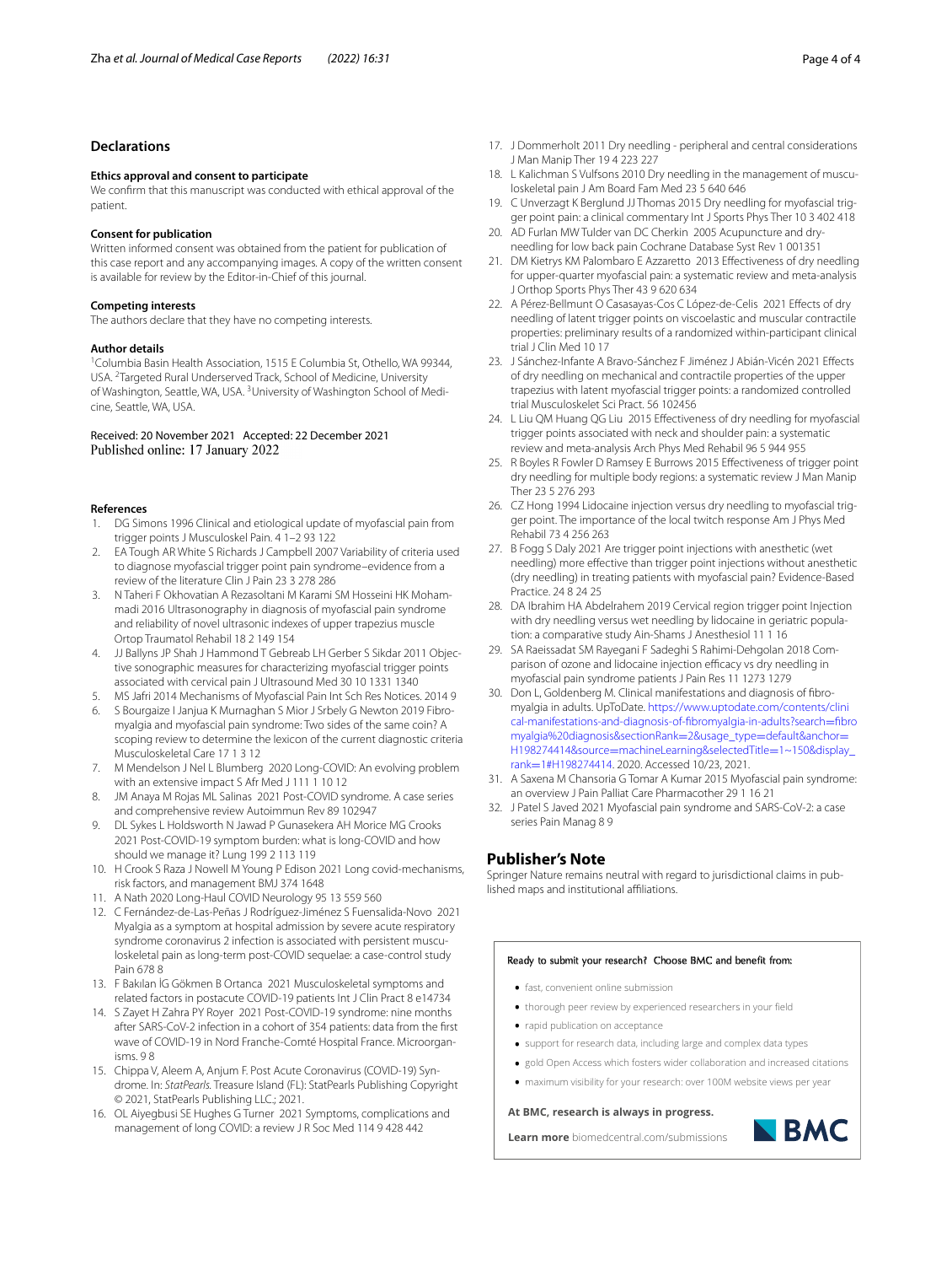## Declarations

### Ethics approval and consent to participate

We confirm that this manuscript was conducted with ethical approval of the patient.

### Consent for publication

Written informed consent was obtained from the patient for publication of this case report and any accompanying images. A copy of the written consent is available for review by the Editor-in-Chief of this journal.

### Competing interests

The authors declare that they have no competing interests.

### Author details

[1]Columbia Basin Health Association, 1515 E Columbia St, Othello, WA 99344, USA. [2]Targeted Rural Underserved Track, School of Medicine, University of Washington, Seattle, WA, USA. [3]University of Washington School of Medicine, Seattle, WA, USA.

Received: 20 November 2021 Accepted: 22 December 2021
Published online: 17 January 2022

### References

1. DG Simons 1996 Clinical and etiological update of myofascial pain from trigger points J Musculoskel Pain. 4 1–2 93 122
2. EA Tough AR White S Richards J Campbell 2007 Variability of criteria used to diagnose myofascial trigger point pain syndrome–evidence from a review of the literature Clin J Pain 23 3 278 286
3. N Taheri F Okhovatian A Rezasoltani M Karami SM Hosseini HK Mohammadi 2016 Ultrasonography in diagnosis of myofascial pain syndrome and reliability of novel ultrasonic indexes of upper trapezius muscle Ortop Traumatol Rehabil 18 2 149 154
4. JJ Ballyns JP Shah J Hammond T Gebreab LH Gerber S Sikdar 2011 Objective sonographic measures for characterizing myofascial trigger points associated with cervical pain J Ultrasound Med 30 10 1331 1340
5. MS Jafri 2014 Mechanisms of Myofascial Pain Int Sch Res Notices. 2014 9
6. S Bourgaize I Janjua K Murnaghan S Mior J Srbely G Newton 2019 Fibromyalgia and myofascial pain syndrome: Two sides of the same coin? A scoping review to determine the lexicon of the current diagnostic criteria Musculoskeletal Care 17 1 3 12
7. M Mendelson J Nel L Blumberg 2020 Long-COVID: An evolving problem with an extensive impact S Afr Med J 111 1 10 12
8. JM Anaya M Rojas ML Salinas 2021 Post-COVID syndrome. A case series and comprehensive review Autoimmun Rev 89 102947
9. DL Sykes L Holdsworth N Jawad P Gunasekera AH Morice MG Crooks 2021 Post-COVID-19 symptom burden: what is long-COVID and how should we manage it? Lung 199 2 113 119
10. H Crook S Raza J Nowell M Young P Edison 2021 Long covid-mechanisms, risk factors, and management BMJ 374 1648
11. A Nath 2020 Long-Haul COVID Neurology 95 13 559 560
12. C Fernández-de-Las-Peñas J Rodríguez-Jiménez S Fuensalida-Novo 2021 Myalgia as a symptom at hospital admission by severe acute respiratory syndrome coronavirus 2 infection is associated with persistent musculoskeletal pain as long-term post-COVID sequelae: a case-control study Pain 678 8
13. F Bakılan İG Gökmen B Ortanca 2021 Musculoskeletal symptoms and related factors in postacute COVID-19 patients Int J Clin Pract 8 e14734
14. S Zayet H Zahra PY Royer 2021 Post-COVID-19 syndrome: nine months after SARS-CoV-2 infection in a cohort of 354 patients: data from the first wave of COVID-19 in Nord Franche-Comté Hospital France. Microorganisms. 9 8
15. Chippa V, Aleem A, Anjum F. Post Acute Coronavirus (COVID-19) Syndrome. In: *StatPearls*. Treasure Island (FL): StatPearls Publishing Copyright © 2021, StatPearls Publishing LLC.; 2021.
16. OL Aiyegbusi SE Hughes G Turner 2021 Symptoms, complications and management of long COVID: a review J R Soc Med 114 9 428 442
17. J Dommerholt 2011 Dry needling - peripheral and central considerations J Man Manip Ther 19 4 223 227
18. L Kalichman S Vulfsons 2010 Dry needling in the management of musculoskeletal pain J Am Board Fam Med 23 5 640 646
19. C Unverzagt K Berglund JJ Thomas 2015 Dry needling for myofascial trigger point pain: a clinical commentary Int J Sports Phys Ther 10 3 402 418
20. AD Furlan MW Tulder van DC Cherkin 2005 Acupuncture and dry-needling for low back pain Cochrane Database Syst Rev 1 001351
21. DM Kietrys KM Palombaro E Azzaretto 2013 Effectiveness of dry needling for upper-quarter myofascial pain: a systematic review and meta-analysis J Orthop Sports Phys Ther 43 9 620 634
22. A Pérez-Bellmunt O Casasayas-Cos C López-de-Celis 2021 Effects of dry needling of latent trigger points on viscoelastic and muscular contractile properties: preliminary results of a randomized within-participant clinical trial J Clin Med 10 17
23. J Sánchez-Infante A Bravo-Sánchez F Jiménez J Abián-Vicén 2021 Effects of dry needling on mechanical and contractile properties of the upper trapezius with latent myofascial trigger points: a randomized controlled trial Musculoskelet Sci Pract. 56 102456
24. L Liu QM Huang QG Liu 2015 Effectiveness of dry needling for myofascial trigger points associated with neck and shoulder pain: a systematic review and meta-analysis Arch Phys Med Rehabil 96 5 944 955
25. R Boyles R Fowler D Ramsey E Burrows 2015 Effectiveness of trigger point dry needling for multiple body regions: a systematic review J Man Manip Ther 23 5 276 293
26. CZ Hong 1994 Lidocaine injection versus dry needling to myofascial trigger point. The importance of the local twitch response Am J Phys Med Rehabil 73 4 256 263
27. B Fogg S Daly 2021 Are trigger point injections with anesthetic (wet needling) more effective than trigger point injections without anesthetic (dry needling) in treating patients with myofascial pain? Evidence-Based Practice. 24 8 24 25
28. DA Ibrahim HA Abdelrahem 2019 Cervical region trigger point Injection with dry needling versus wet needling by lidocaine in geriatric population: a comparative study Ain-Shams J Anesthesiol 11 1 16
29. SA Raeissadat SM Rayegani F Sadeghi S Rahimi-Dehgolan 2018 Comparison of ozone and lidocaine injection efficacy vs dry needling in myofascial pain syndrome patients J Pain Res 11 1273 1279
30. Don L, Goldenberg M. Clinical manifestations and diagnosis of fibromyalgia in adults. UpToDate. https://www.uptodate.com/contents/clinical-manifestations-and-diagnosis-of-fibromyalgia-in-adults?search=fibromyalgia%20diagnosis&sectionRank=2&usage_type=default&anchor=H198274414&source=machineLearning&selectedTitle=1~150&display_rank=1#H198274414. 2020. Accessed 10/23, 2021.
31. A Saxena M Chansoria G Tomar A Kumar 2015 Myofascial pain syndrome: an overview J Pain Palliat Care Pharmacother 29 1 16 21
32. J Patel S Javed 2021 Myofascial pain syndrome and SARS-CoV-2: a case series Pain Manag 8 9

## Publisher's Note

Springer Nature remains neutral with regard to jurisdictional claims in published maps and institutional affiliations.

Ready to submit your research? Choose BMC and benefit from:

- fast, convenient online submission
- thorough peer review by experienced researchers in your field
- rapid publication on acceptance
- support for research data, including large and complex data types
- gold Open Access which fosters wider collaboration and increased citations
- maximum visibility for your research: over 100M website views per year

**At BMC, research is always in progress.**

**Learn more** biomedcentral.com/submissions